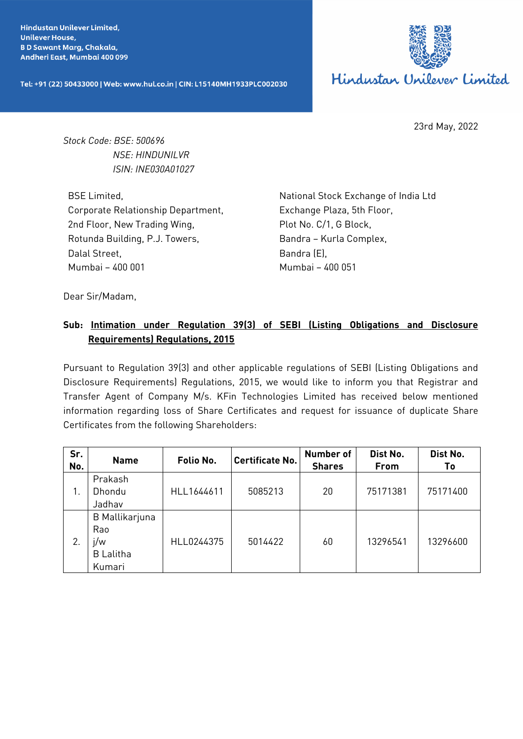Hindustan Unilever Limited,
Unilever House,
B D Sawant Marg, Chakala,
Andheri East, Mumbai 400 099

Tel: +91 (22) 50433000 | Web: www.hul.co.in | CIN: L15140MH1933PLC002030

Hindustan Unilever Limited

23rd May, 2022

*Stock Code: BSE: 500696*
*NSE: HINDUNILVR*
*ISIN: INE030A01027*

BSE Limited,
Corporate Relationship Department,
2nd Floor, New Trading Wing,
Rotunda Building, P.J. Towers,
Dalal Street,
Mumbai – 400 001

National Stock Exchange of India Ltd
Exchange Plaza, 5th Floor,
Plot No. C/1, G Block,
Bandra – Kurla Complex,
Bandra (E),
Mumbai – 400 051

Dear Sir/Madam,

**Sub: Intimation under Regulation 39(3) of SEBI (Listing Obligations and Disclosure Requirements) Regulations, 2015**

Pursuant to Regulation 39(3) and other applicable regulations of SEBI (Listing Obligations and Disclosure Requirements) Regulations, 2015, we would like to inform you that Registrar and Transfer Agent of Company M/s. KFin Technologies Limited has received below mentioned information regarding loss of Share Certificates and request for issuance of duplicate Share Certificates from the following Shareholders:

| Sr. No. | Name | Folio No. | Certificate No. | Number of Shares | Dist No. From | Dist No. To |
|---|---|---|---|---|---|---|
| 1. | Prakash Dhondu Jadhav | HLL1644611 | 5085213 | 20 | 75171381 | 75171400 |
| 2. | B Mallikarjuna Rao j/w B Lalitha Kumari | HLL0244375 | 5014422 | 60 | 13296541 | 13296600 |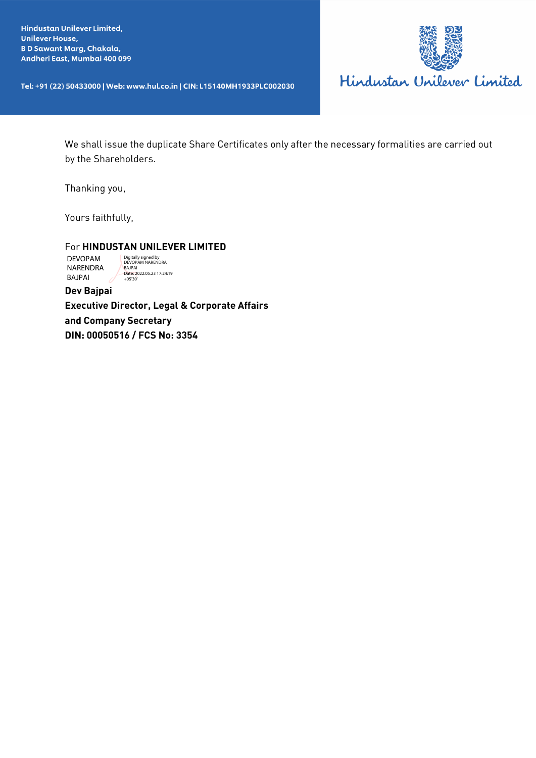We shall issue the duplicate Share Certificates only after the necessary formalities are carried out by the Shareholders.

Thanking you,

Yours faithfully,

For **HINDUSTAN UNILEVER LIMITED**

DEVOPAM NARENDRA BAJPAI

Digitally signed by DEVOPAM NARENDRA BAJPAI
Date: 2022.05.23 17:24:19 +05'30'

**Dev Bajpai**
**Executive Director, Legal & Corporate Affairs**
**and Company Secretary**
**DIN: 00050516 / FCS No: 3354**